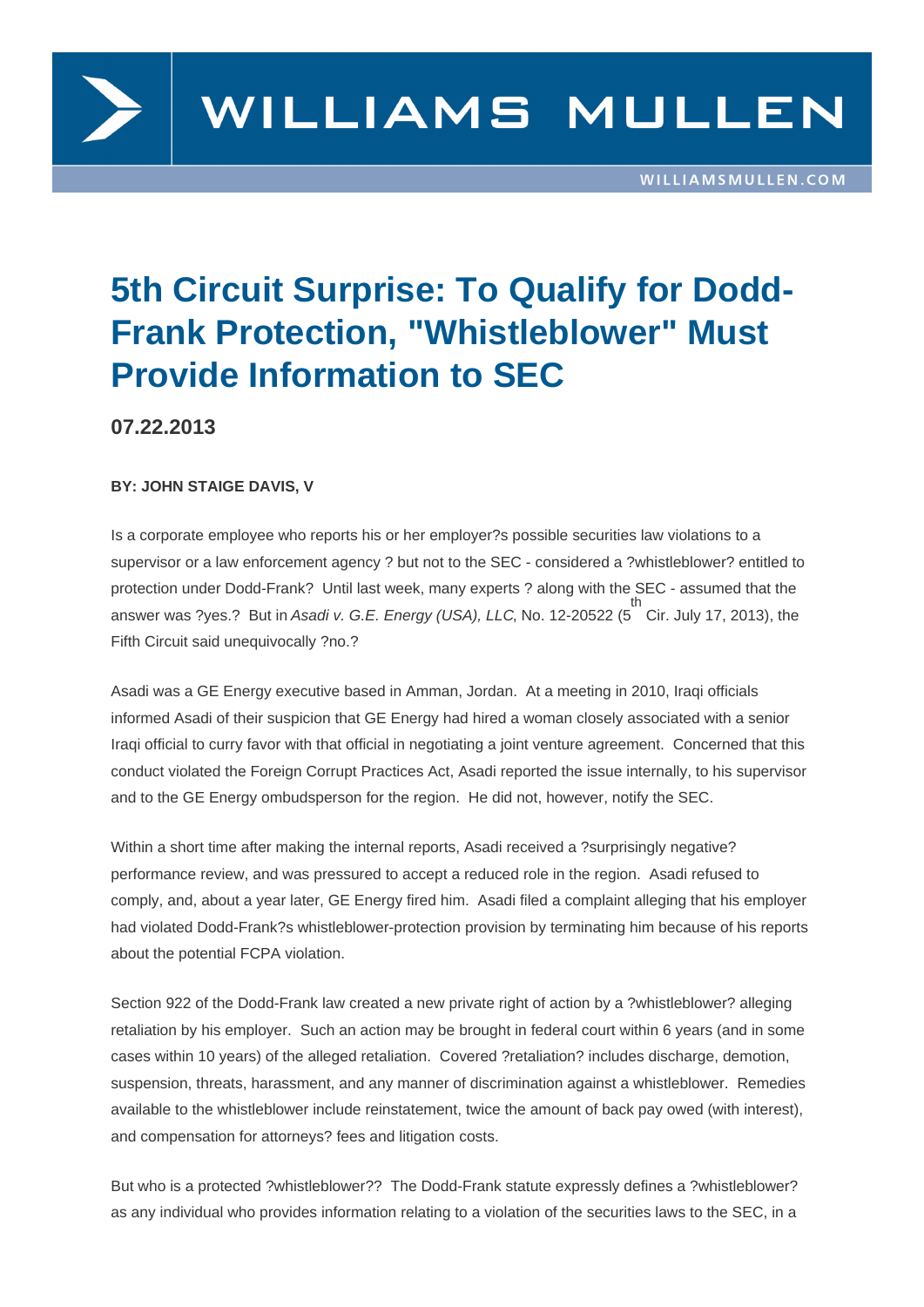# 5th Circuit Surprise: To Qualify for Dodd-Frank Protection, "Whistleblower" Must Provide Information to SEC

**07.22.2013**

**BY: JOHN STAIGE DAVIS, V**

Is a corporate employee who reports his or her employer?s possible securities law violations to a supervisor or a law enforcement agency ? but not to the SEC - considered a ?whistleblower? entitled to protection under Dodd-Frank? Until last week, many experts ? along with the SEC - assumed that the answer was ?yes.? But in *Asadi v. G.E. Energy (USA), LLC*, No. 12-20522 (5th Cir. July 17, 2013), the Fifth Circuit said unequivocally ?no.?

Asadi was a GE Energy executive based in Amman, Jordan. At a meeting in 2010, Iraqi officials informed Asadi of their suspicion that GE Energy had hired a woman closely associated with a senior Iraqi official to curry favor with that official in negotiating a joint venture agreement. Concerned that this conduct violated the Foreign Corrupt Practices Act, Asadi reported the issue internally, to his supervisor and to the GE Energy ombudsperson for the region. He did not, however, notify the SEC.

Within a short time after making the internal reports, Asadi received a ?surprisingly negative? performance review, and was pressured to accept a reduced role in the region. Asadi refused to comply, and, about a year later, GE Energy fired him. Asadi filed a complaint alleging that his employer had violated Dodd-Frank?s whistleblower-protection provision by terminating him because of his reports about the potential FCPA violation.

Section 922 of the Dodd-Frank law created a new private right of action by a ?whistleblower? alleging retaliation by his employer. Such an action may be brought in federal court within 6 years (and in some cases within 10 years) of the alleged retaliation. Covered ?retaliation? includes discharge, demotion, suspension, threats, harassment, and any manner of discrimination against a whistleblower. Remedies available to the whistleblower include reinstatement, twice the amount of back pay owed (with interest), and compensation for attorneys? fees and litigation costs.

But who is a protected ?whistleblower?? The Dodd-Frank statute expressly defines a ?whistleblower? as any individual who provides information relating to a violation of the securities laws to the SEC, in a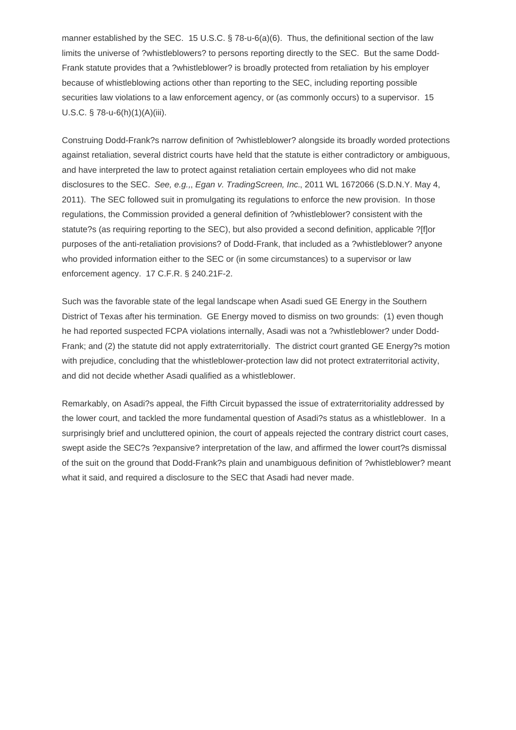manner established by the SEC. 15 U.S.C. § 78-u-6(a)(6). Thus, the definitional section of the law limits the universe of ?whistleblowers? to persons reporting directly to the SEC. But the same Dodd-Frank statute provides that a ?whistleblower? is broadly protected from retaliation by his employer because of whistleblowing actions other than reporting to the SEC, including reporting possible securities law violations to a law enforcement agency, or (as commonly occurs) to a supervisor. 15 U.S.C. § 78-u-6(h)(1)(A)(iii).

Construing Dodd-Frank?s narrow definition of ?whistleblower? alongside its broadly worded protections against retaliation, several district courts have held that the statute is either contradictory or ambiguous, and have interpreted the law to protect against retaliation certain employees who did not make disclosures to the SEC. *See, e.g.,*, *Egan v. TradingScreen, Inc.*, 2011 WL 1672066 (S.D.N.Y. May 4, 2011). The SEC followed suit in promulgating its regulations to enforce the new provision. In those regulations, the Commission provided a general definition of ?whistleblower? consistent with the statute?s (as requiring reporting to the SEC), but also provided a second definition, applicable ?[f]or purposes of the anti-retaliation provisions? of Dodd-Frank, that included as a ?whistleblower? anyone who provided information either to the SEC or (in some circumstances) to a supervisor or law enforcement agency. 17 C.F.R. § 240.21F-2.

Such was the favorable state of the legal landscape when Asadi sued GE Energy in the Southern District of Texas after his termination. GE Energy moved to dismiss on two grounds: (1) even though he had reported suspected FCPA violations internally, Asadi was not a ?whistleblower? under Dodd-Frank; and (2) the statute did not apply extraterritorially. The district court granted GE Energy?s motion with prejudice, concluding that the whistleblower-protection law did not protect extraterritorial activity, and did not decide whether Asadi qualified as a whistleblower.

Remarkably, on Asadi?s appeal, the Fifth Circuit bypassed the issue of extraterritoriality addressed by the lower court, and tackled the more fundamental question of Asadi?s status as a whistleblower. In a surprisingly brief and uncluttered opinion, the court of appeals rejected the contrary district court cases, swept aside the SEC?s ?expansive? interpretation of the law, and affirmed the lower court?s dismissal of the suit on the ground that Dodd-Frank?s plain and unambiguous definition of ?whistleblower? meant what it said, and required a disclosure to the SEC that Asadi had never made.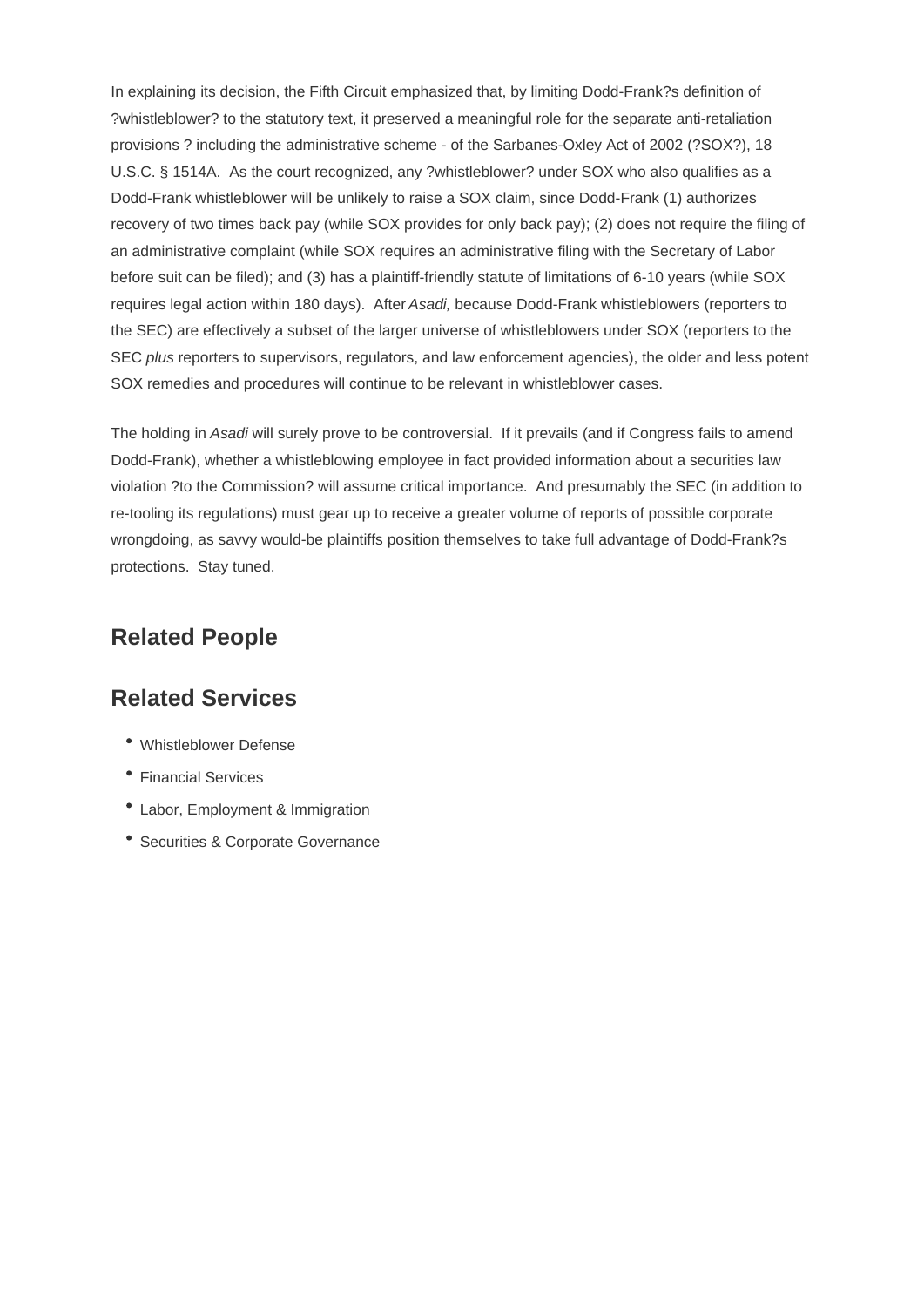In explaining its decision, the Fifth Circuit emphasized that, by limiting Dodd-Frank?s definition of ?whistleblower? to the statutory text, it preserved a meaningful role for the separate anti-retaliation provisions ? including the administrative scheme - of the Sarbanes-Oxley Act of 2002 (?SOX?), 18 U.S.C. § 1514A. As the court recognized, any ?whistleblower? under SOX who also qualifies as a Dodd-Frank whistleblower will be unlikely to raise a SOX claim, since Dodd-Frank (1) authorizes recovery of two times back pay (while SOX provides for only back pay); (2) does not require the filing of an administrative complaint (while SOX requires an administrative filing with the Secretary of Labor before suit can be filed); and (3) has a plaintiff-friendly statute of limitations of 6-10 years (while SOX requires legal action within 180 days). After *Asadi,* because Dodd-Frank whistleblowers (reporters to the SEC) are effectively a subset of the larger universe of whistleblowers under SOX (reporters to the SEC *plus* reporters to supervisors, regulators, and law enforcement agencies), the older and less potent SOX remedies and procedures will continue to be relevant in whistleblower cases.

The holding in *Asadi* will surely prove to be controversial. If it prevails (and if Congress fails to amend Dodd-Frank), whether a whistleblowing employee in fact provided information about a securities law violation ?to the Commission? will assume critical importance. And presumably the SEC (in addition to re-tooling its regulations) must gear up to receive a greater volume of reports of possible corporate wrongdoing, as savvy would-be plaintiffs position themselves to take full advantage of Dodd-Frank?s protections. Stay tuned.

## Related People

## Related Services

- Whistleblower Defense
- Financial Services
- Labor, Employment & Immigration
- Securities & Corporate Governance